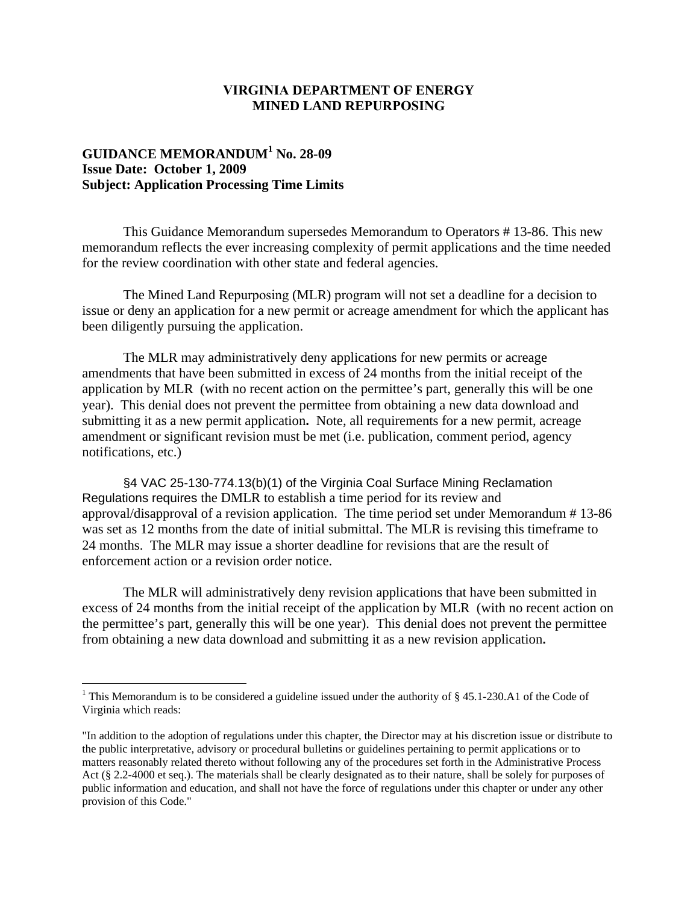**VIRGINIA DEPARTMENT OF ENERGY**
**MINED LAND REPURPOSING**

**GUIDANCE MEMORANDUM[1] No. 28-09**
**Issue Date: October 1, 2009**
**Subject: Application Processing Time Limits**

This Guidance Memorandum supersedes Memorandum to Operators # 13-86. This new memorandum reflects the ever increasing complexity of permit applications and the time needed for the review coordination with other state and federal agencies.

The Mined Land Repurposing (MLR) program will not set a deadline for a decision to issue or deny an application for a new permit or acreage amendment for which the applicant has been diligently pursuing the application.

The MLR may administratively deny applications for new permits or acreage amendments that have been submitted in excess of 24 months from the initial receipt of the application by MLR (with no recent action on the permittee's part, generally this will be one year). This denial does not prevent the permittee from obtaining a new data download and submitting it as a new permit application**.** Note, all requirements for a new permit, acreage amendment or significant revision must be met (i.e. publication, comment period, agency notifications, etc.)

§4 VAC 25-130-774.13(b)(1) of the Virginia Coal Surface Mining Reclamation Regulations requires the DMLR to establish a time period for its review and approval/disapproval of a revision application. The time period set under Memorandum # 13-86 was set as 12 months from the date of initial submittal. The MLR is revising this timeframe to 24 months. The MLR may issue a shorter deadline for revisions that are the result of enforcement action or a revision order notice.

The MLR will administratively deny revision applications that have been submitted in excess of 24 months from the initial receipt of the application by MLR (with no recent action on the permittee's part, generally this will be one year). This denial does not prevent the permittee from obtaining a new data download and submitting it as a new revision application**.**

---

[1] This Memorandum is to be considered a guideline issued under the authority of § 45.1-230.A1 of the Code of Virginia which reads:

"In addition to the adoption of regulations under this chapter, the Director may at his discretion issue or distribute to the public interpretative, advisory or procedural bulletins or guidelines pertaining to permit applications or to matters reasonably related thereto without following any of the procedures set forth in the Administrative Process Act (§ 2.2-4000 et seq.). The materials shall be clearly designated as to their nature, shall be solely for purposes of public information and education, and shall not have the force of regulations under this chapter or under any other provision of this Code."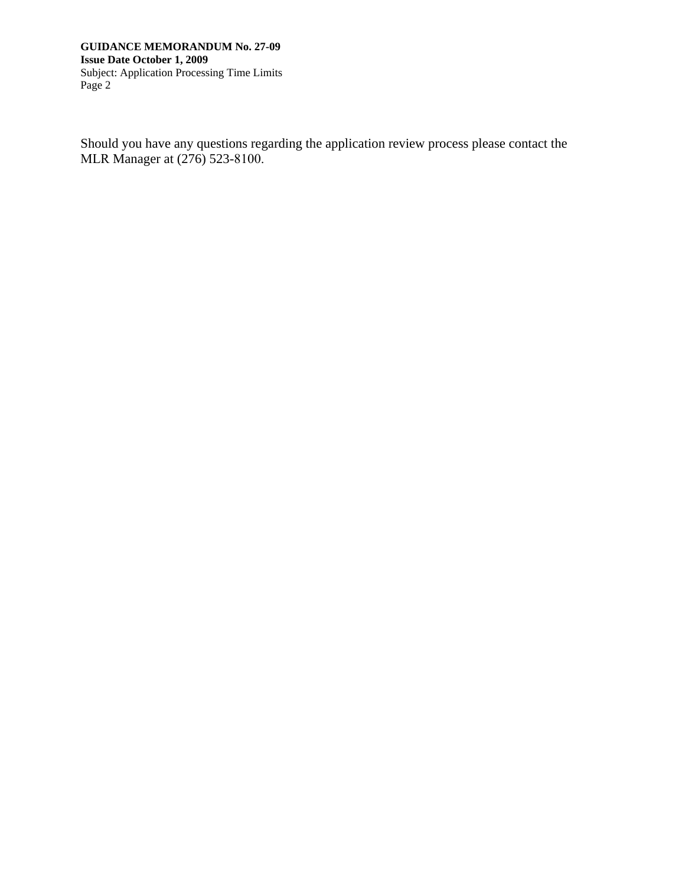Should you have any questions regarding the application review process please contact the MLR Manager at (276) 523-8100.